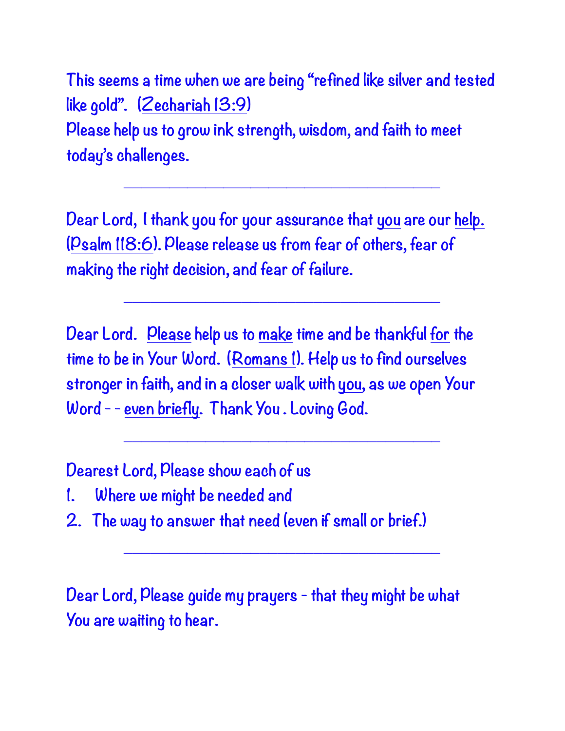This seems a time when we are being "refined like silver and tested like gold". (Zechariah 13:9)
Please help us to grow ink strength, wisdom, and faith to meet today's challenges.

---

Dear Lord, I thank you for your assurance that you are our help. (Psalm 118:6). Please release us from fear of others, fear of making the right decision, and fear of failure.

---

Dear Lord. Please help us to make time and be thankful for the time to be in Your Word. (Romans 1). Help us to find ourselves stronger in faith, and in a closer walk with you, as we open Your Word - - even briefly. Thank You . Loving God.

---

Dearest Lord, Please show each of us

1. Where we might be needed and
2. The way to answer that need (even if small or brief.)

---

Dear Lord, Please guide my prayers - that they might be what You are waiting to hear.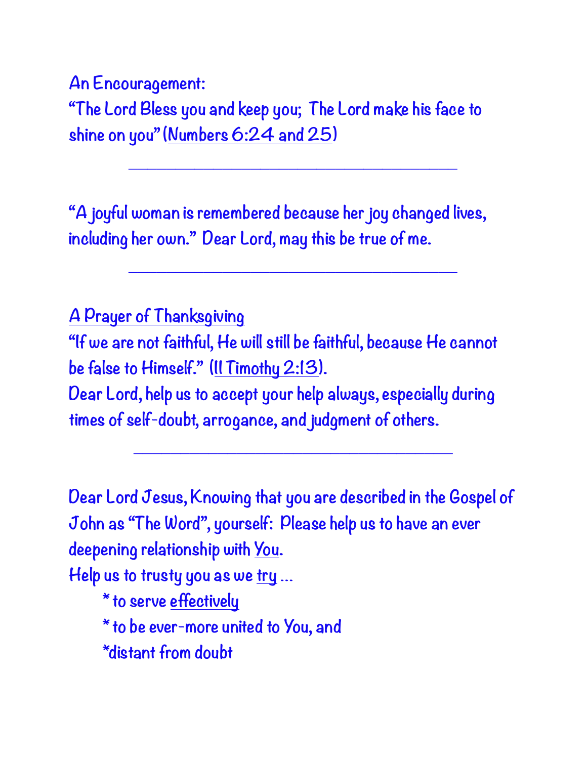An Encouragement:
"The Lord Bless you and keep you; The Lord make his face to shine on you" (Numbers 6:24 and 25)

---

"A joyful woman is remembered because her joy changed lives, including her own." Dear Lord, may this be true of me.

---

A Prayer of Thanksgiving
"If we are not faithful, He will still be faithful, because He cannot be false to Himself." (II Timothy 2:13).
Dear Lord, help us to accept your help always, especially during times of self-doubt, arrogance, and judgment of others.

---

Dear Lord Jesus, Knowing that you are described in the Gospel of John as "The Word", yourself: Please help us to have an ever deepening relationship with You.
Help us to trusty you as we try ...

- to serve effectively
- to be ever-more united to You, and
- distant from doubt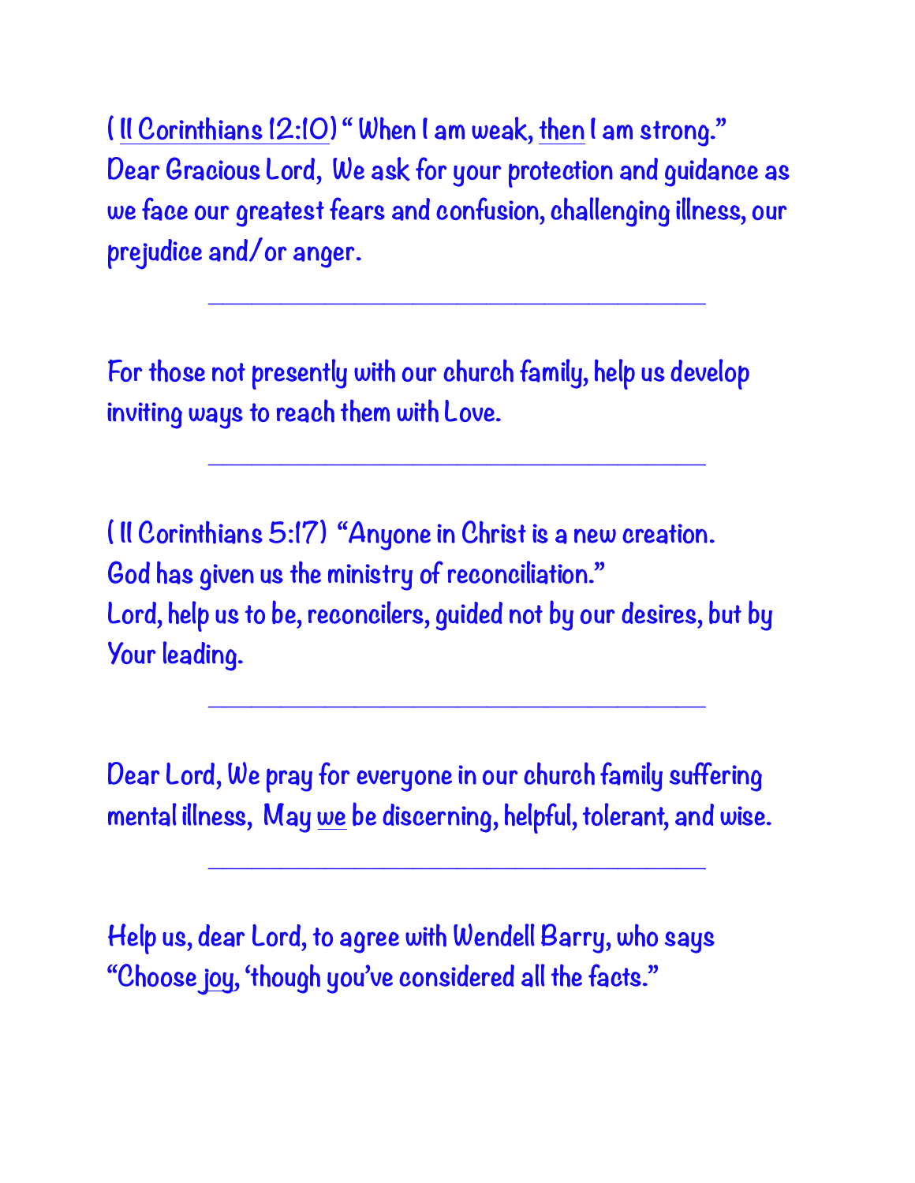( II Corinthians 12:10) " When I am weak, then I am strong."
Dear Gracious Lord,  We ask for your protection and guidance as we face our greatest fears and confusion, challenging illness, our prejudice and/or anger.

---

For those not presently with our church family, help us develop inviting ways to reach them with Love.

---

( II Corinthians 5:17)  "Anyone in Christ is a new creation.
God has given us the ministry of reconciliation."
Lord, help us to be, reconcilers, guided not by our desires, but by Your leading.

---

Dear Lord, We pray for everyone in our church family suffering mental illness,  May we be discerning, helpful, tolerant, and wise.

---

Help us, dear Lord, to agree with Wendell Barry, who says "Choose joy, 'though you've considered all the facts."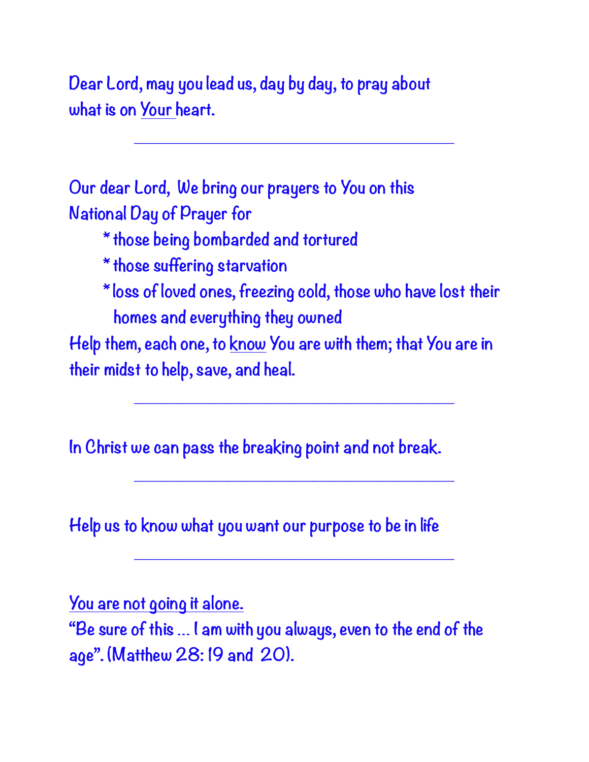Dear Lord, may you lead us, day by day, to pray about what is on <u>Your</u> heart.

---

Our dear Lord,  We bring our prayers to You on this National Day of Prayer for

- those being bombarded and tortured
- those suffering starvation
- loss of loved ones, freezing cold, those who have lost their homes and everything they owned

Help them, each one, to <u>know</u> You are with them; that You are in their midst to help, save, and heal.

---

In Christ we can pass the breaking point and not break.

---

Help us to know what you want our purpose to be in life

---

<u>You are not going it alone.</u>
"Be sure of this ... I am with you always, even to the end of the age". (Matthew 28: 19 and  20).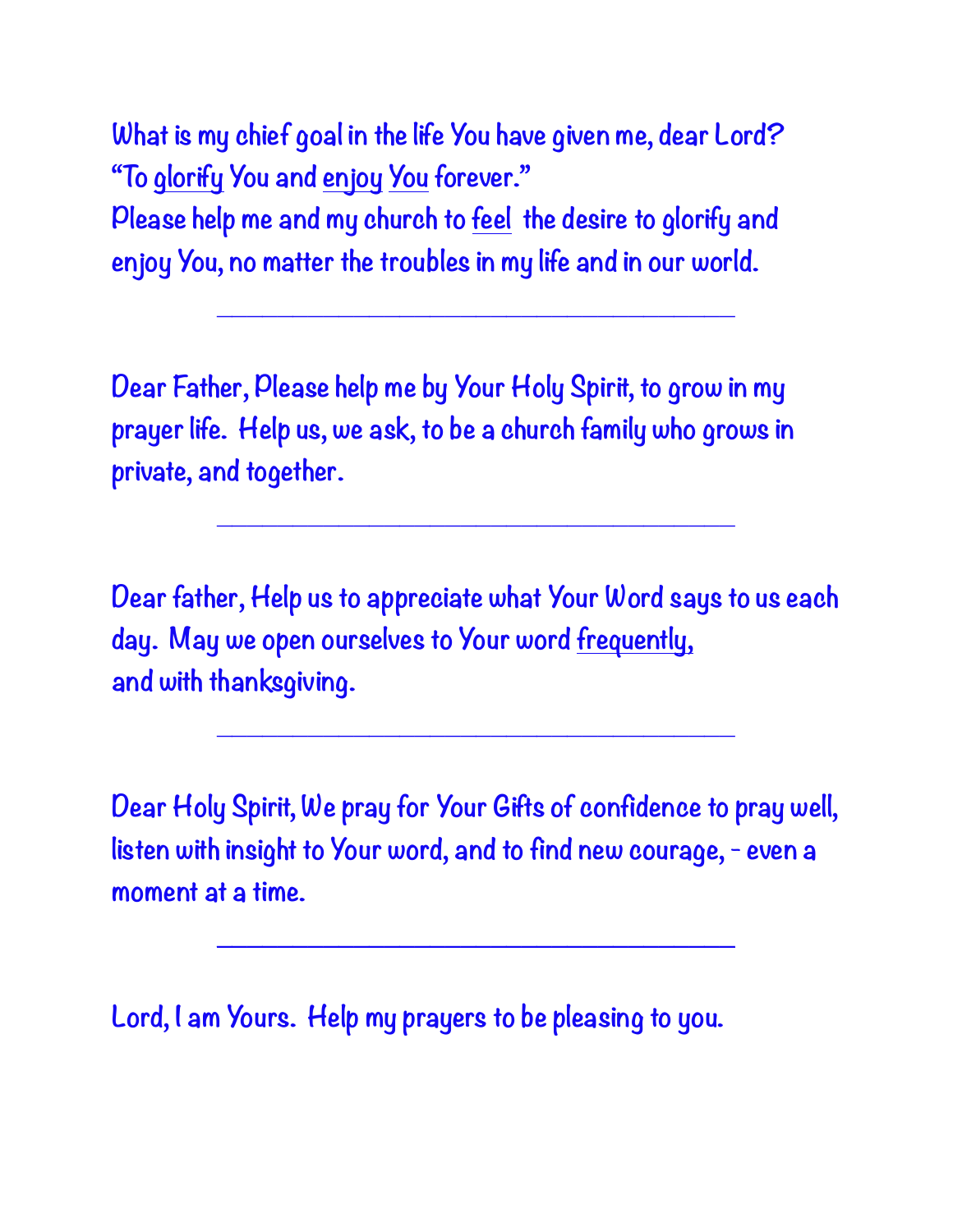What is my chief goal in the life You have given me, dear Lord?
"To <u>glorify</u> You and <u>enjoy</u> <u>You</u> forever."
Please help me and my church to <u>feel</u> the desire to glorify and enjoy You, no matter the troubles in my life and in our world.

---

Dear Father, Please help me by Your Holy Spirit, to grow in my prayer life. Help us, we ask, to be a church family who grows in private, and together.

---

Dear father, Help us to appreciate what Your Word says to us each day. May we open ourselves to Your word <u>frequently,</u>
and with thanksgiving.

---

Dear Holy Spirit, We pray for Your Gifts of confidence to pray well, listen with insight to Your word, and to find new courage, - even a moment at a time.

---

Lord, I am Yours. Help my prayers to be pleasing to you.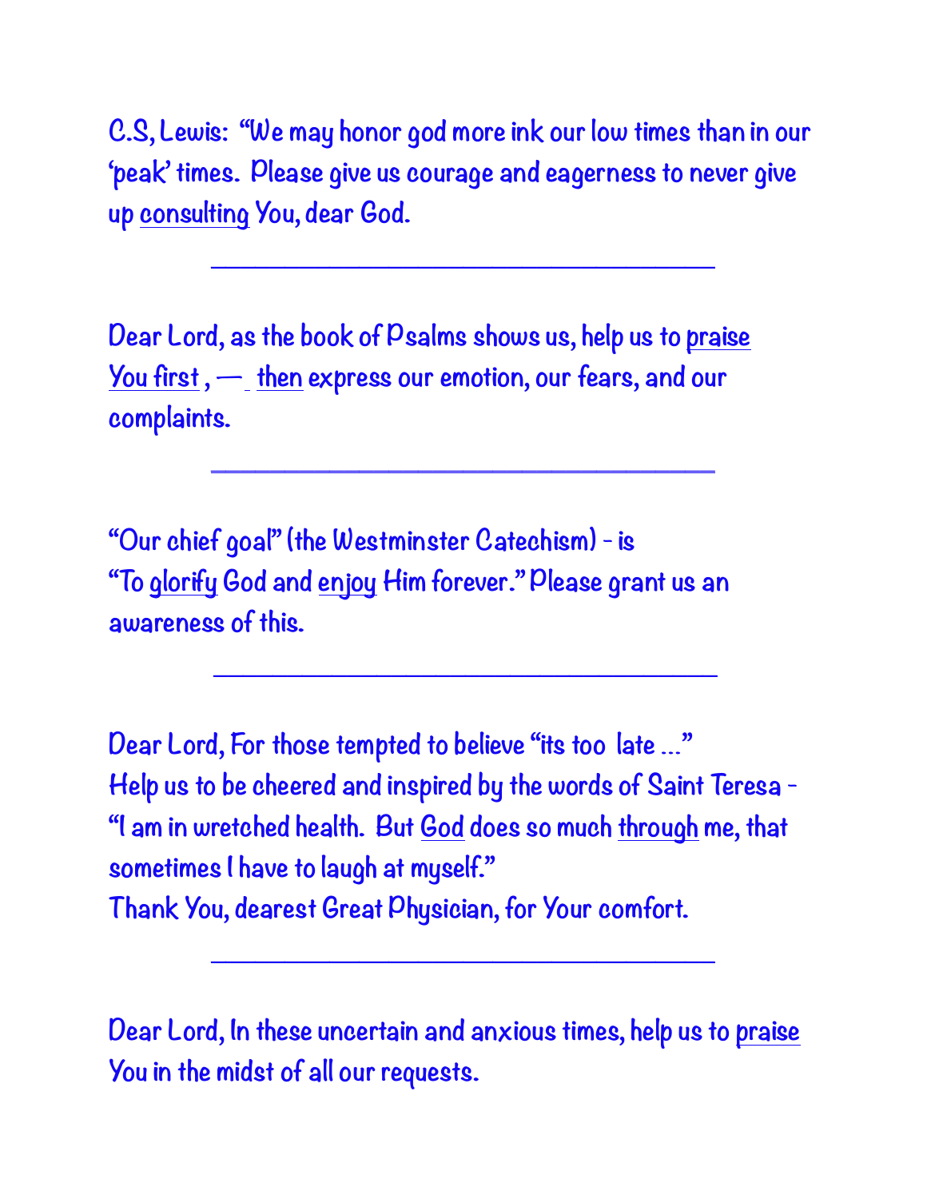C.S, Lewis: "We may honor god more ink our low times than in our 'peak' times. Please give us courage and eagerness to never give up <u>consulting</u> You, dear God.

---

Dear Lord, as the book of Psalms shows us, help us to <u>praise You first</u> , — <u>then</u> express our emotion, our fears, and our complaints.

---

"Our chief goal" (the Westminster Catechism) - is "To <u>glorify</u> God and <u>enjoy</u> Him forever." Please grant us an awareness of this.

---

Dear Lord, For those tempted to believe "its too late ..."
Help us to be cheered and inspired by the words of Saint Teresa - "I am in wretched health. But <u>God</u> does so much <u>through</u> me, that sometimes I have to laugh at myself."
Thank You, dearest Great Physician, for Your comfort.

---

Dear Lord, In these uncertain and anxious times, help us to <u>praise</u> You in the midst of all our requests.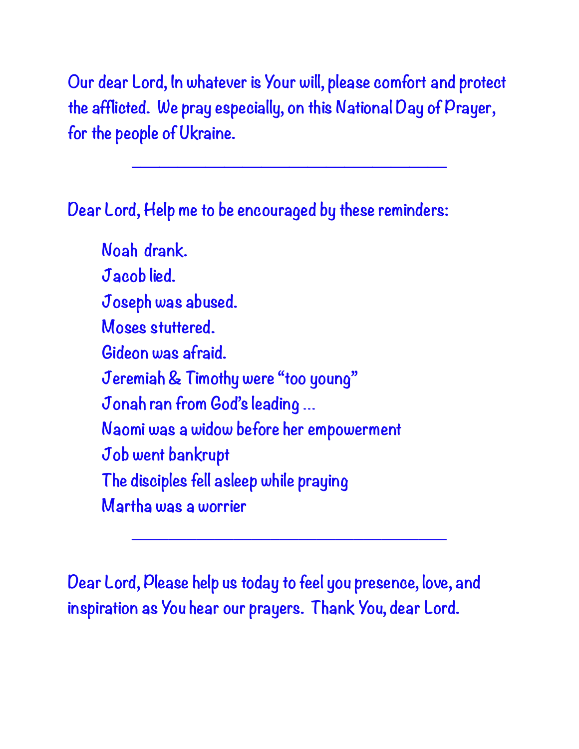Our dear Lord, In whatever is Your will, please comfort and protect the afflicted. We pray especially, on this National Day of Prayer, for the people of Ukraine.

---

Dear Lord, Help me to be encouraged by these reminders:

Noah drank.  
Jacob lied.  
Joseph was abused.  
Moses stuttered.  
Gideon was afraid.  
Jeremiah & Timothy were "too young"  
Jonah ran from God's leading ...  
Naomi was a widow before her empowerment  
Job went bankrupt  
The disciples fell asleep while praying  
Martha was a worrier

---

Dear Lord, Please help us today to feel you presence, love, and inspiration as You hear our prayers. Thank You, dear Lord.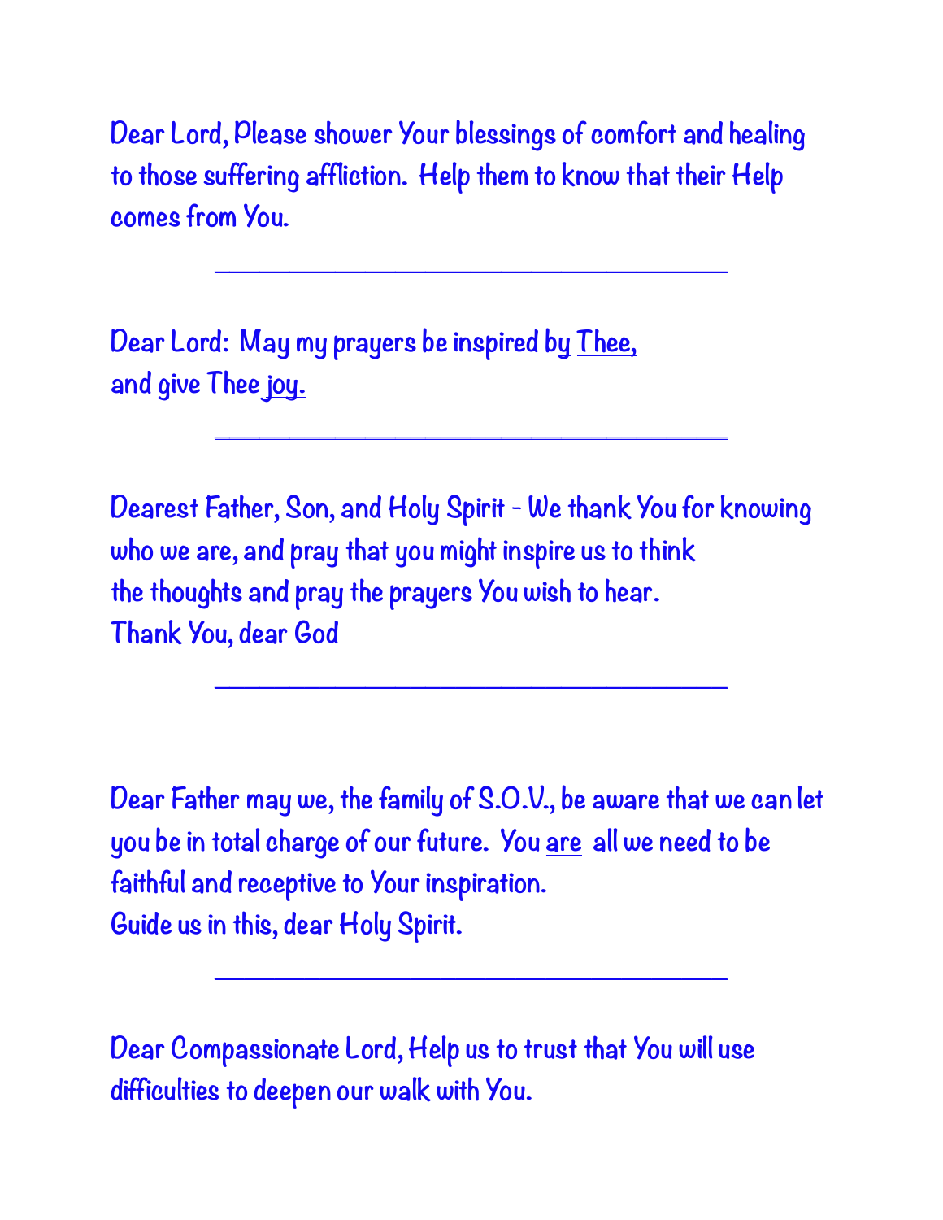Dear Lord, Please shower Your blessings of comfort and healing to those suffering affliction. Help them to know that their Help comes from You.

---

Dear Lord: May my prayers be inspired by <u>Thee,</u>
and give Thee <u>joy.</u>

---

Dearest Father, Son, and Holy Spirit - We thank You for knowing who we are, and pray that you might inspire us to think
the thoughts and pray the prayers You wish to hear.
Thank You, dear God

---

Dear Father may we, the family of S.O.V., be aware that we can let you be in total charge of our future. You <u>are</u> all we need to be faithful and receptive to Your inspiration.
Guide us in this, dear Holy Spirit.

---

Dear Compassionate Lord, Help us to trust that You will use difficulties to deepen our walk with <u>You</u>.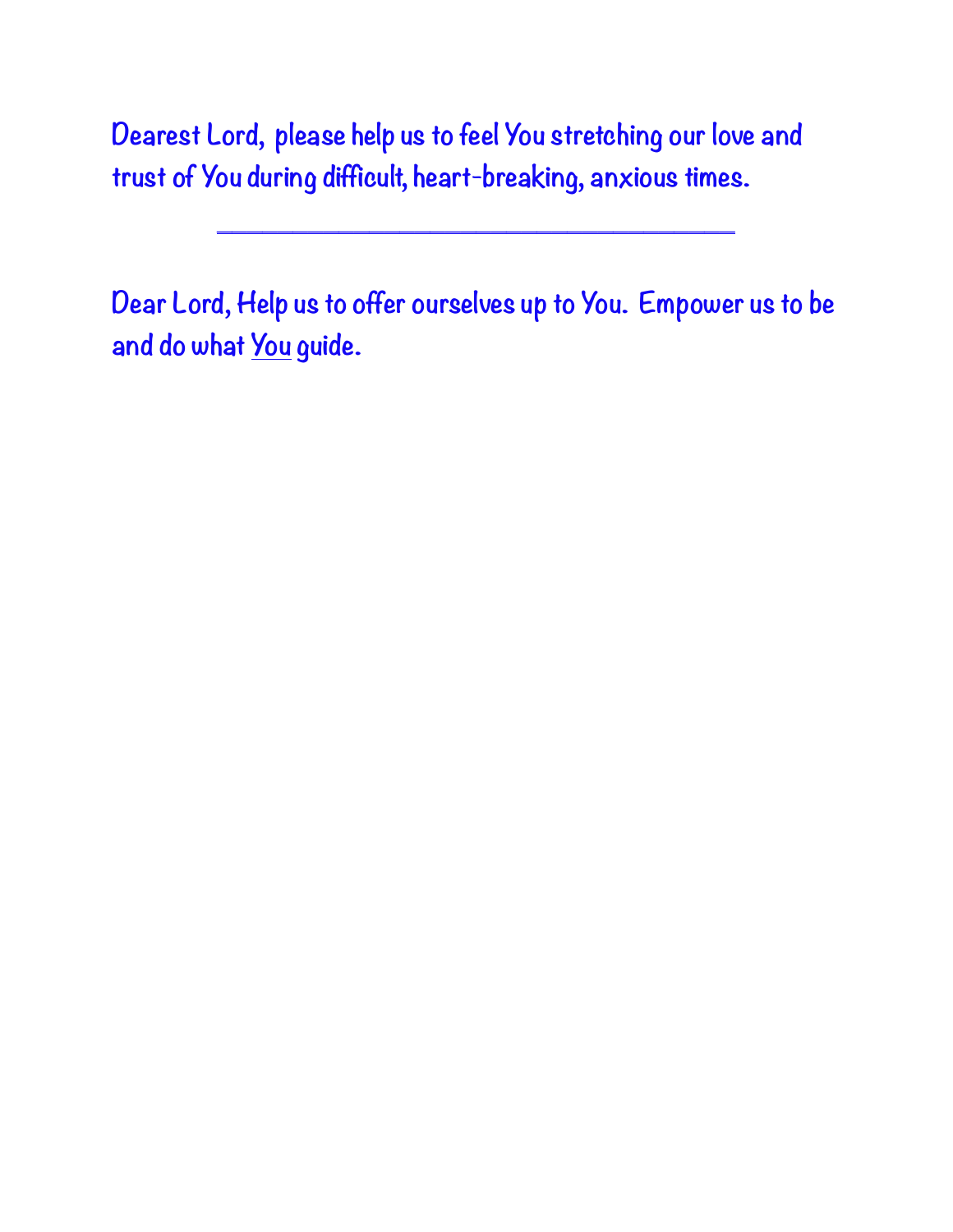Dearest Lord,  please help us to feel You stretching our love and trust of You during difficult, heart-breaking, anxious times.

---

Dear Lord, Help us to offer ourselves up to You.  Empower us to be and do what <u>You</u> guide.